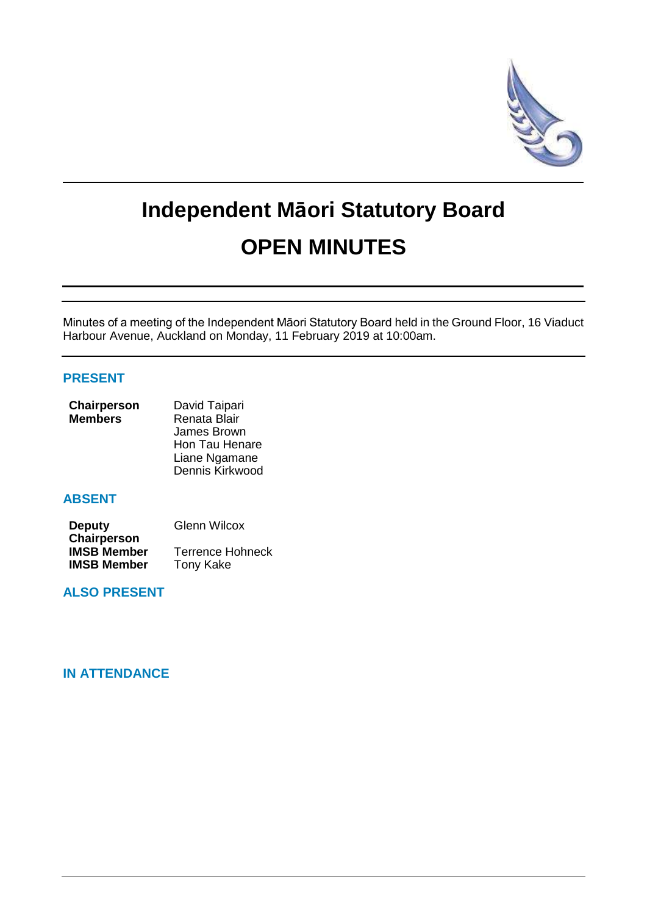# Independent Māori Statutory Board

# OPEN MINUTES

Minutes of a meeting of the Independent Māori Statutory Board held in the Ground Floor, 16 Viaduct Harbour Avenue, Auckland on Monday, 11 February 2019 at 10:00am.

## PRESENT

| | |
|---|---|
| **Chairperson** | David Taipari |
| **Members** | Renata Blair |
| | James Brown |
| | Hon Tau Henare |
| | Liane Ngamane |
| | Dennis Kirkwood |

## ABSENT

| | |
|---|---|
| **Deputy Chairperson** | Glenn Wilcox |
| **IMSB Member** | Terrence Hohneck |
| **IMSB Member** | Tony Kake |

## ALSO PRESENT

## IN ATTENDANCE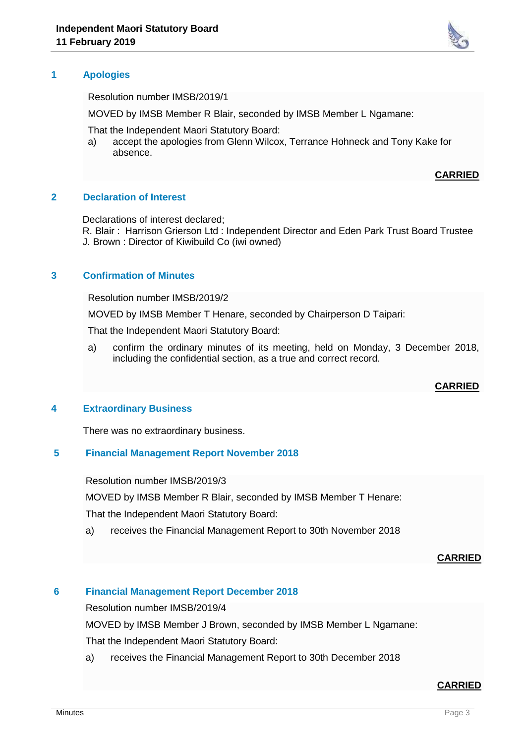## 1 Apologies

Resolution number IMSB/2019/1

MOVED by IMSB Member R Blair, seconded by IMSB Member L Ngamane:

That the Independent Maori Statutory Board:

a) accept the apologies from Glenn Wilcox, Terrance Hohneck and Tony Kake for absence.

**CARRIED**

## 2 Declaration of Interest

Declarations of interest declared;
R. Blair : Harrison Grierson Ltd : Independent Director and Eden Park Trust Board Trustee
J. Brown : Director of Kiwibuild Co (iwi owned)

## 3 Confirmation of Minutes

Resolution number IMSB/2019/2

MOVED by IMSB Member T Henare, seconded by Chairperson D Taipari:

That the Independent Maori Statutory Board:

a) confirm the ordinary minutes of its meeting, held on Monday, 3 December 2018, including the confidential section, as a true and correct record.

**CARRIED**

## 4 Extraordinary Business

There was no extraordinary business.

## 5 Financial Management Report November 2018

Resolution number IMSB/2019/3

MOVED by IMSB Member R Blair, seconded by IMSB Member T Henare:

That the Independent Maori Statutory Board:

a) receives the Financial Management Report to 30th November 2018

**CARRIED**

## 6 Financial Management Report December 2018

Resolution number IMSB/2019/4

MOVED by IMSB Member J Brown, seconded by IMSB Member L Ngamane:

That the Independent Maori Statutory Board:

a) receives the Financial Management Report to 30th December 2018

**CARRIED**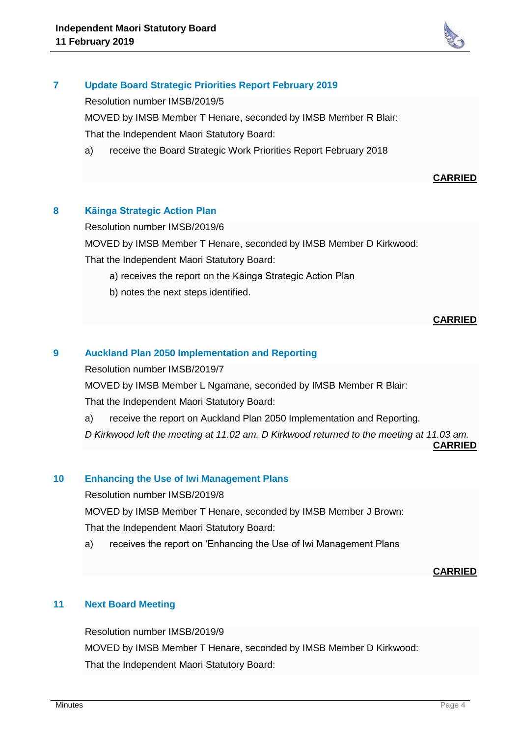## 7 Update Board Strategic Priorities Report February 2019

Resolution number IMSB/2019/5

MOVED by IMSB Member T Henare, seconded by IMSB Member R Blair:

That the Independent Maori Statutory Board:

a) receive the Board Strategic Work Priorities Report February 2018

**CARRIED**

## 8 Kāinga Strategic Action Plan

Resolution number IMSB/2019/6

MOVED by IMSB Member T Henare, seconded by IMSB Member D Kirkwood:

That the Independent Maori Statutory Board:

a) receives the report on the Kāinga Strategic Action Plan

b) notes the next steps identified.

**CARRIED**

## 9 Auckland Plan 2050 Implementation and Reporting

Resolution number IMSB/2019/7

MOVED by IMSB Member L Ngamane, seconded by IMSB Member R Blair:

That the Independent Maori Statutory Board:

a) receive the report on Auckland Plan 2050 Implementation and Reporting.

*D Kirkwood left the meeting at 11.02 am. D Kirkwood returned to the meeting at 11.03 am.*

**CARRIED**

## 10 Enhancing the Use of Iwi Management Plans

Resolution number IMSB/2019/8

MOVED by IMSB Member T Henare, seconded by IMSB Member J Brown:

That the Independent Maori Statutory Board:

a) receives the report on 'Enhancing the Use of Iwi Management Plans

**CARRIED**

## 11 Next Board Meeting

Resolution number IMSB/2019/9

MOVED by IMSB Member T Henare, seconded by IMSB Member D Kirkwood:

That the Independent Maori Statutory Board: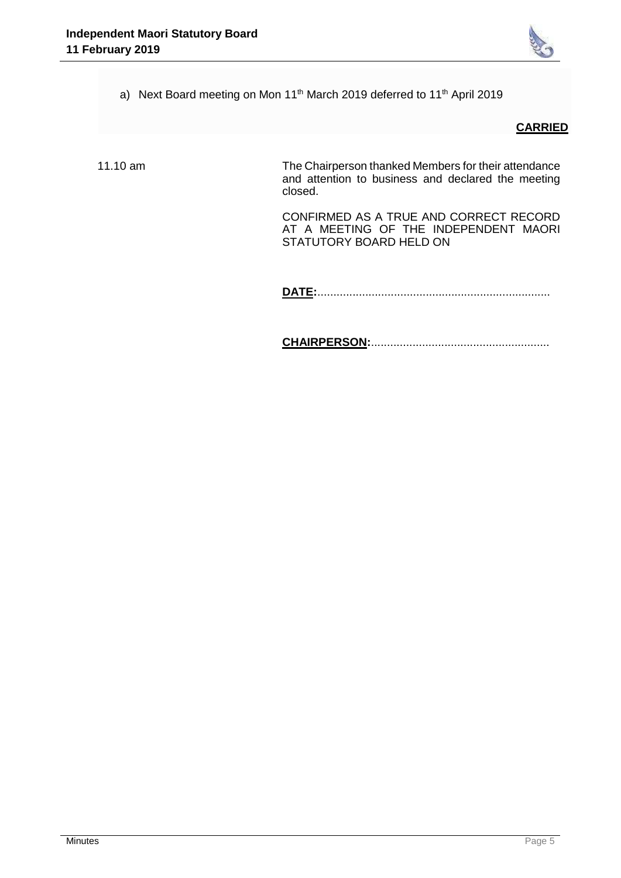a) Next Board meeting on Mon 11th March 2019 deferred to 11th April 2019

**CARRIED**

11.10 am

The Chairperson thanked Members for their attendance and attention to business and declared the meeting closed.

CONFIRMED AS A TRUE AND CORRECT RECORD AT A MEETING OF THE INDEPENDENT MAORI STATUTORY BOARD HELD ON

**DATE:**.........................................................................

**CHAIRPERSON:**........................................................